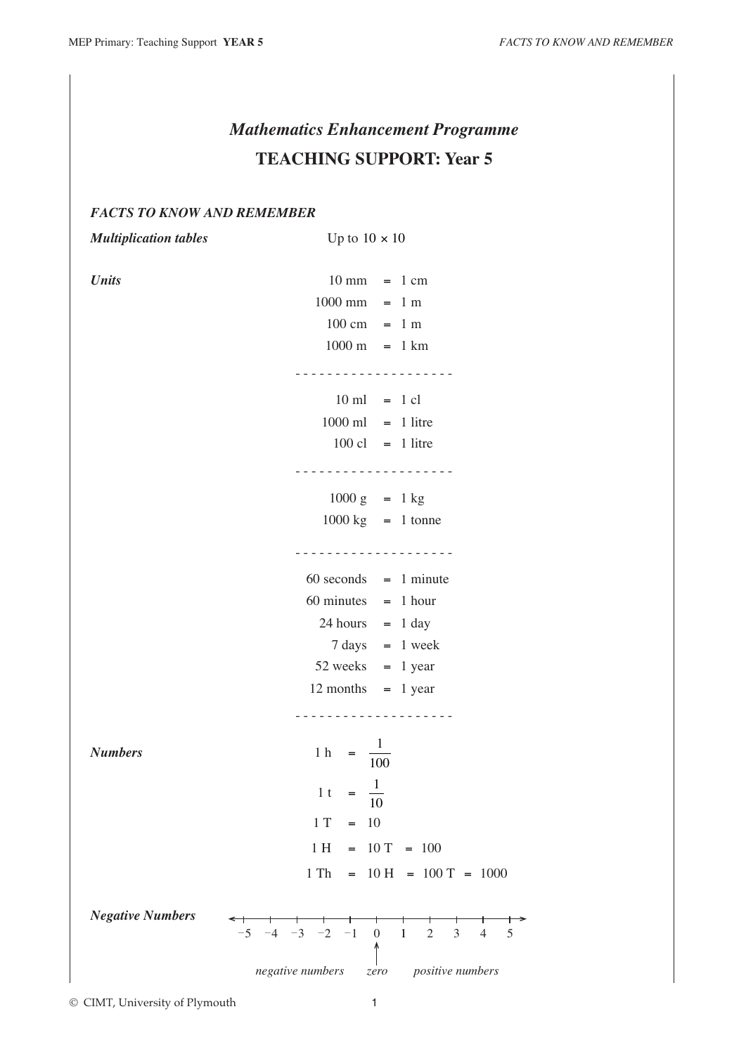*Mathematics Enhancement Programme*

# TEACHING SUPPORT: Year 5

### *FACTS TO KNOW AND REMEMBER*

***Multiplication tables*** Up to $10 \times 10$

***Units***

10 mm = 1 cm
1000 mm = 1 m
100 cm = 1 m
1000 m = 1 km

- - - - - - - - - - - - - - - - - - - -

10 ml = 1 cl
1000 ml = 1 litre
100 cl = 1 litre

- - - - - - - - - - - - - - - - - - - -

1000 g = 1 kg
1000 kg = 1 tonne

- - - - - - - - - - - - - - - - - - - -

60 seconds = 1 minute
60 minutes = 1 hour
24 hours = 1 day
7 days = 1 week
52 weeks = 1 year
12 months = 1 year

- - - - - - - - - - - - - - - - - - - -

***Numbers***

$1 \text{ h} = \frac{1}{100}$

$1 \text{ t} = \frac{1}{10}$

$1 \text{ T} = 10$

$1 \text{ H} = 10 \text{ T} = 100$

$1 \text{ Th} = 10 \text{ H} = 100 \text{ T} = 1000$

***Negative Numbers***

−5 −4 −3 −2 −1 0 1 2 3 4 5

*negative numbers* *zero* *positive numbers*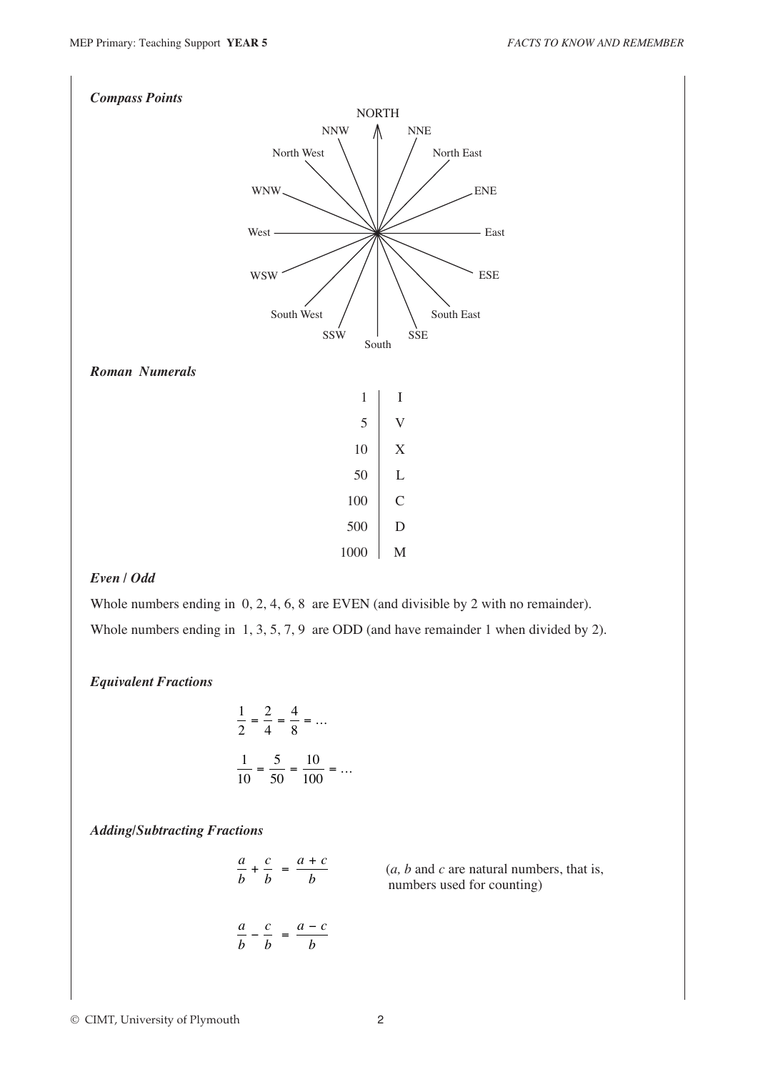### *Compass Points*

NORTH

NNW NNE

North West North East

WNW ENE

West East

WSW ESE

South West South East

SSW SSE

South

### *Roman Numerals*

| | |
|---|---|
| 1 | I |
| 5 | V |
| 10 | X |
| 50 | L |
| 100 | C |
| 500 | D |
| 1000 | M |

### *Even / Odd*

Whole numbers ending in 0, 2, 4, 6, 8 are EVEN (and divisible by 2 with no remainder).

Whole numbers ending in 1, 3, 5, 7, 9 are ODD (and have remainder 1 when divided by 2).

### *Equivalent Fractions*

$$\frac{1}{2} = \frac{2}{4} = \frac{4}{8} = \ldots$$

$$\frac{1}{10} = \frac{5}{50} = \frac{10}{100} = \ldots$$

### *Adding/Subtracting Fractions*

$$\frac{a}{b} + \frac{c}{b} = \frac{a + c}{b}$$

($a$, $b$ and $c$ are natural numbers, that is, numbers used for counting)

$$\frac{a}{b} - \frac{c}{b} = \frac{a - c}{b}$$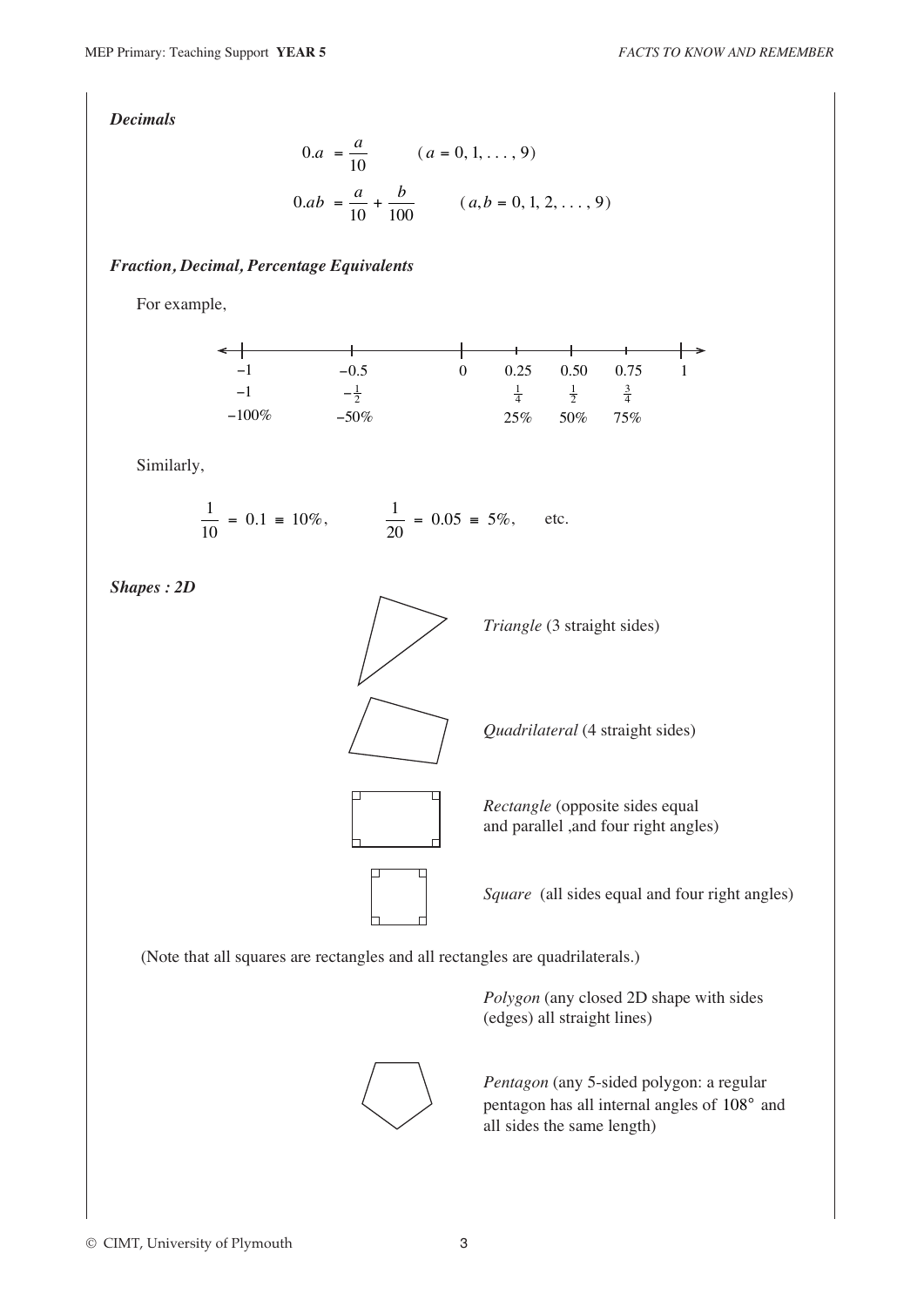***Decimals***

$$0.a = \frac{a}{10} \qquad (a = 0, 1, \ldots, 9)$$

$$0.ab = \frac{a}{10} + \frac{b}{100} \qquad (a, b = 0, 1, 2, \ldots, 9)$$

***Fraction, Decimal, Percentage Equivalents***

For example,

| −1 | −0.5 | 0 | 0.25 | 0.50 | 0.75 | 1 |
|---|---|---|---|---|---|---|
| −1 | $-\frac{1}{2}$ | | $\frac{1}{4}$ | $\frac{1}{2}$ | $\frac{3}{4}$ | |
| −100% | −50% | | 25% | 50% | 75% | |

Similarly,

$$\frac{1}{10} = 0.1 \equiv 10\%, \qquad \frac{1}{20} = 0.05 \equiv 5\%, \qquad \text{etc.}$$

***Shapes : 2D***

*Triangle* (3 straight sides)

*Quadrilateral* (4 straight sides)

*Rectangle* (opposite sides equal and parallel ,and four right angles)

*Square* (all sides equal and four right angles)

(Note that all squares are rectangles and all rectangles are quadrilaterals.)

*Polygon* (any closed 2D shape with sides (edges) all straight lines)

*Pentagon* (any 5-sided polygon: a regular pentagon has all internal angles of 108° and all sides the same length)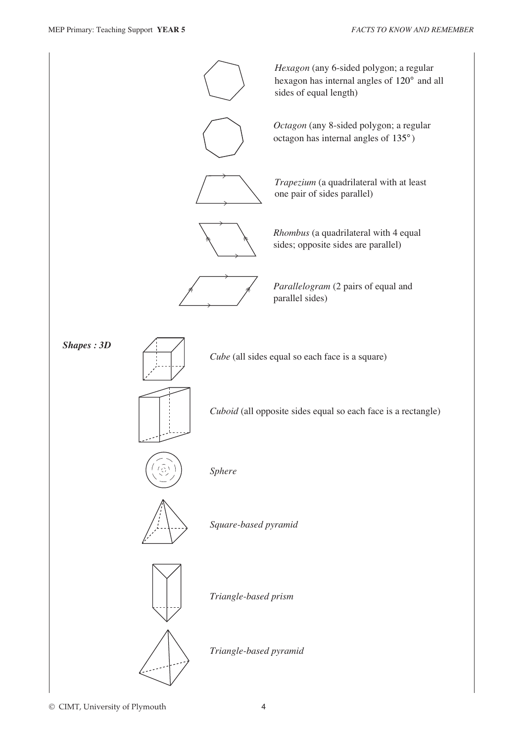*Hexagon* (any 6-sided polygon; a regular hexagon has internal angles of $120°$ and all sides of equal length)

*Octagon* (any 8-sided polygon; a regular octagon has internal angles of $135°$)

*Trapezium* (a quadrilateral with at least one pair of sides parallel)

*Rhombus* (a quadrilateral with 4 equal sides; opposite sides are parallel)

*Parallelogram* (2 pairs of equal and parallel sides)

***Shapes : 3D***

*Cube* (all sides equal so each face is a square)

*Cuboid* (all opposite sides equal so each face is a rectangle)

*Sphere*

*Square-based pyramid*

*Triangle-based prism*

*Triangle-based pyramid*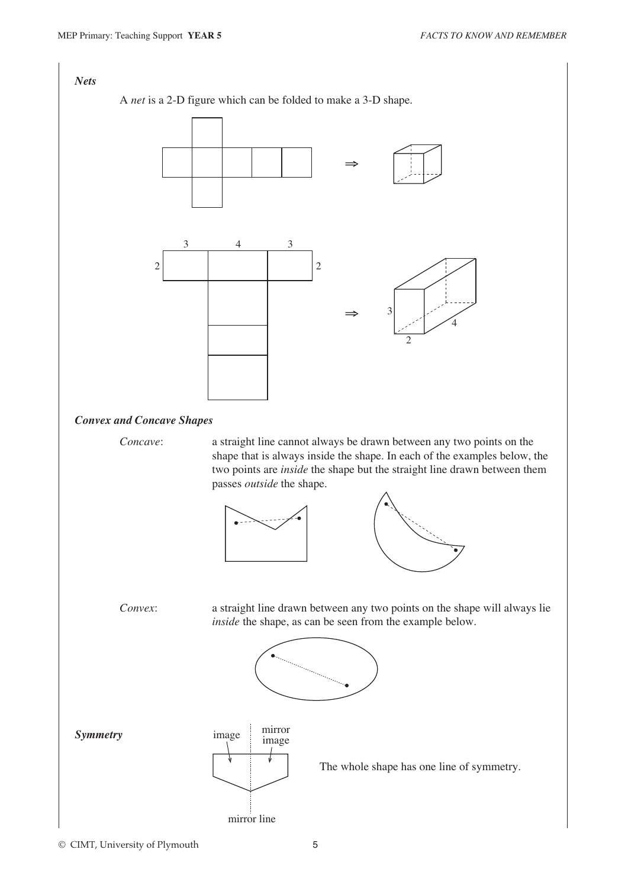### *Nets*

A *net* is a 2-D figure which can be folded to make a 3-D shape.

### *Convex and Concave Shapes*

*Concave*: a straight line cannot always be drawn between any two points on the shape that is always inside the shape. In each of the examples below, the two points are *inside* the shape but the straight line drawn between them passes *outside* the shape.

*Convex*: a straight line drawn between any two points on the shape will always lie *inside* the shape, as can be seen from the example below.

### *Symmetry*

The whole shape has one line of symmetry.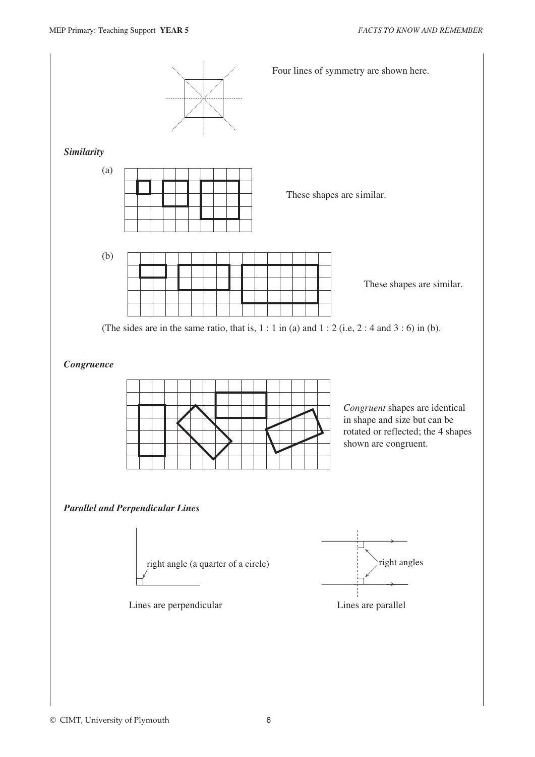Four lines of symmetry are shown here.

### *Similarity*

(a)

These shapes are similar.

(b)

These shapes are similar.

(The sides are in the same ratio, that is, 1 : 1 in (a) and 1 : 2 (i.e, 2 : 4 and 3 : 6) in (b).

### *Congruence*

*Congruent* shapes are identical in shape and size but can be rotated or reflected; the 4 shapes shown are congruent.

### *Parallel and Perpendicular Lines*

right angle (a quarter of a circle)

Lines are perpendicular

right angles

Lines are parallel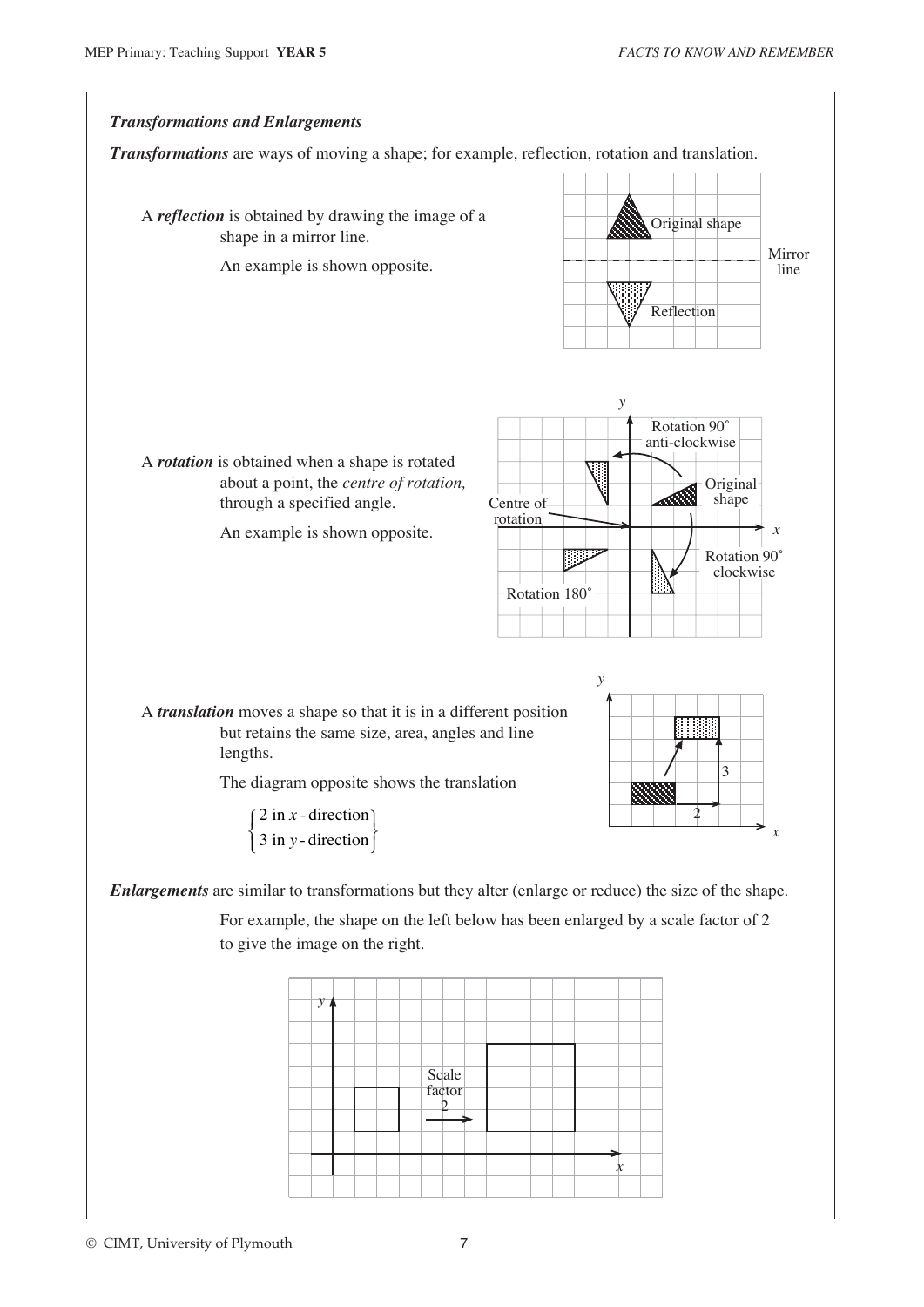### *Transformations and Enlargements*

***Transformations*** are ways of moving a shape; for example, reflection, rotation and translation.

A ***reflection*** is obtained by drawing the image of a shape in a mirror line.

An example is shown opposite.

A ***rotation*** is obtained when a shape is rotated about a point, the *centre of rotation,* through a specified angle.

An example is shown opposite.

A ***translation*** moves a shape so that it is in a different position but retains the same size, area, angles and line lengths.

The diagram opposite shows the translation

$$\left\{ \begin{array}{l} 2 \text{ in } x\text{-direction} \\ 3 \text{ in } y\text{-direction} \end{array} \right\}$$

***Enlargements*** are similar to transformations but they alter (enlarge or reduce) the size of the shape.

For example, the shape on the left below has been enlarged by a scale factor of 2 to give the image on the right.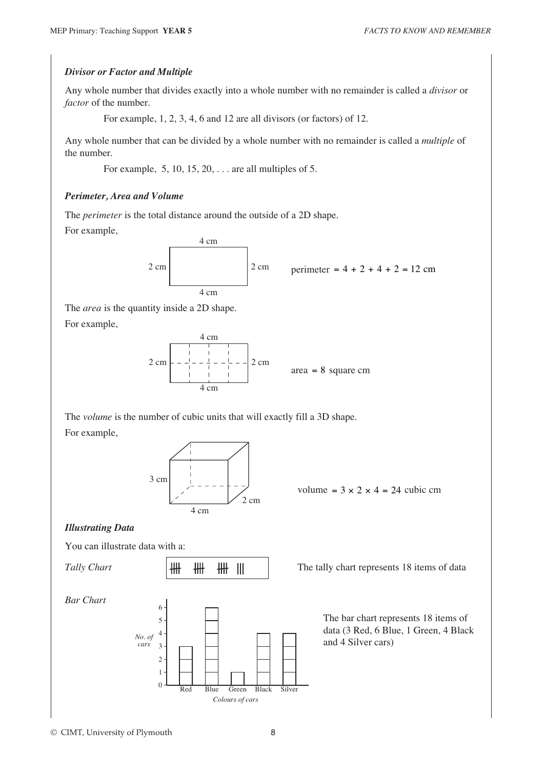### *Divisor or Factor and Multiple*

Any whole number that divides exactly into a whole number with no remainder is called a *divisor* or *factor* of the number.

For example, 1, 2, 3, 4, 6 and 12 are all divisors (or factors) of 12.

Any whole number that can be divided by a whole number with no remainder is called a *multiple* of the number.

For example, 5, 10, 15, 20, . . . are all multiples of 5.

### *Perimeter, Area and Volume*

The *perimeter* is the total distance around the outside of a 2D shape.

For example,

4 cm, 2 cm, 2 cm, 4 cm

perimeter $= 4 + 2 + 4 + 2 = 12$ cm

The *area* is the quantity inside a 2D shape.

For example,

4 cm, 2 cm, 2 cm, 4 cm

area $= 8$ square cm

The *volume* is the number of cubic units that will exactly fill a 3D shape.

For example,

3 cm, 2 cm, 4 cm

volume $= 3 \times 2 \times 4 = 24$ cubic cm

### *Illustrating Data*

You can illustrate data with a:

*Tally Chart*

卌 卌 卌 |||

The tally chart represents 18 items of data

*Bar Chart*

| Colours of cars | No. of cars |
|---|---|
| Red | 3 |
| Blue | 6 |
| Green | 1 |
| Black | 4 |
| Silver | 4 |

The bar chart represents 18 items of data (3 Red, 6 Blue, 1 Green, 4 Black and 4 Silver cars)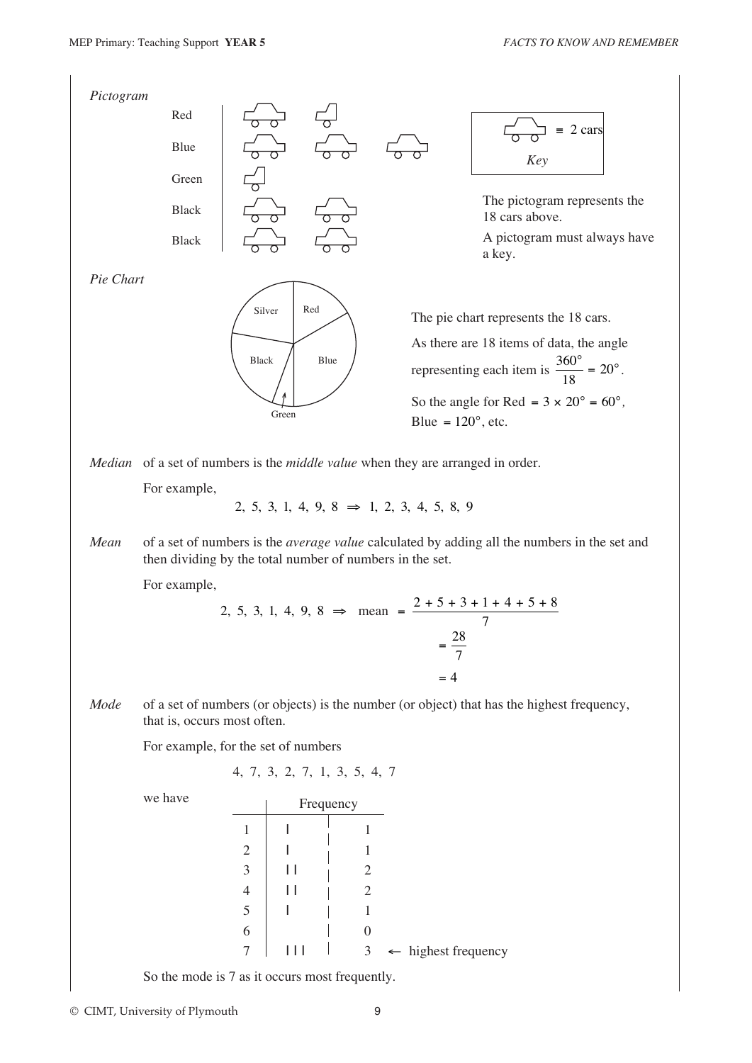*Pictogram*

Red

Blue

Green

Black

Black

= 2 cars

*Key*

The pictogram represents the 18 cars above.

A pictogram must always have a key.

*Pie Chart*

Silver

Red

Black

Blue

Green

The pie chart represents the 18 cars.

As there are 18 items of data, the angle representing each item is $\frac{360°}{18} = 20°$.

So the angle for Red $= 3 \times 20° = 60°$, Blue $= 120°$, etc.

*Median* of a set of numbers is the *middle value* when they are arranged in order.

For example,

$$2,\ 5,\ 3,\ 1,\ 4,\ 9,\ 8 \ \Rightarrow\ 1,\ 2,\ 3,\ 4,\ 5,\ 8,\ 9$$

*Mean* of a set of numbers is the *average value* calculated by adding all the numbers in the set and then dividing by the total number of numbers in the set.

For example,

$$2,\ 5,\ 3,\ 1,\ 4,\ 9,\ 8 \ \Rightarrow\ \text{mean} = \frac{2+5+3+1+4+5+8}{7}$$

$$= \frac{28}{7}$$

$$= 4$$

*Mode* of a set of numbers (or objects) is the number (or object) that has the highest frequency, that is, occurs most often.

For example, for the set of numbers

4, 7, 3, 2, 7, 1, 3, 5, 4, 7

we have

| | Frequency | |
|---|---|---|
| 1 | I | 1 |
| 2 | I | 1 |
| 3 | II | 2 |
| 4 | II | 2 |
| 5 | I | 1 |
| 6 | | 0 |
| 7 | III | 3 ← highest frequency |

So the mode is 7 as it occurs most frequently.